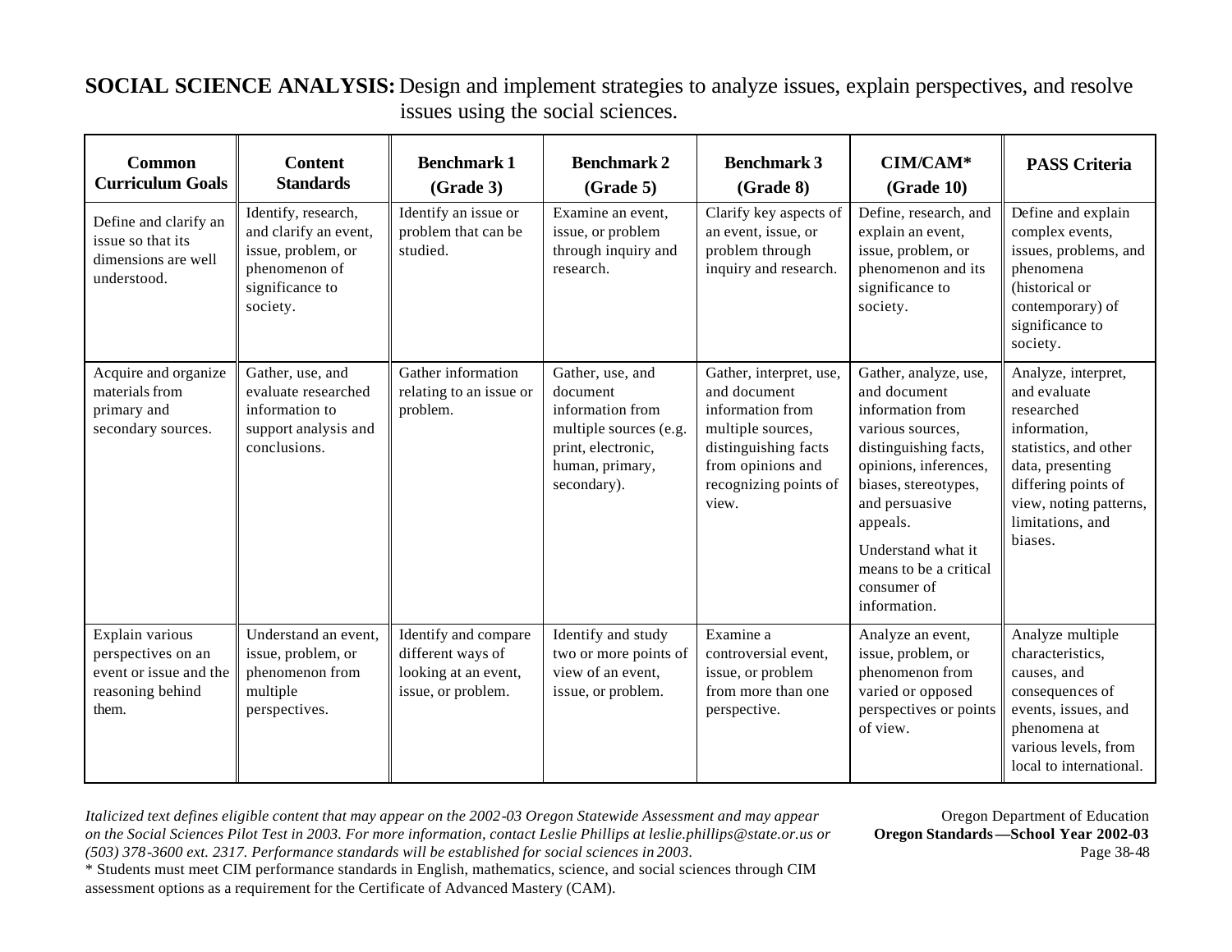**SOCIAL SCIENCE ANALYSIS:** Design and implement strategies to analyze issues, explain perspectives, and resolve issues using the social sciences.

| Common Curriculum Goals | Content Standards | Benchmark 1 (Grade 3) | Benchmark 2 (Grade 5) | Benchmark 3 (Grade 8) | CIM/CAM* (Grade 10) | PASS Criteria |
|---|---|---|---|---|---|---|
| Define and clarify an issue so that its dimensions are well understood. | Identify, research, and clarify an event, issue, problem, or phenomenon of significance to society. | Identify an issue or problem that can be studied. | Examine an event, issue, or problem through inquiry and research. | Clarify key aspects of an event, issue, or problem through inquiry and research. | Define, research, and explain an event, issue, problem, or phenomenon and its significance to society. | Define and explain complex events, issues, problems, and phenomena (historical or contemporary) of significance to society. |
| Acquire and organize materials from primary and secondary sources. | Gather, use, and evaluate researched information to support analysis and conclusions. | Gather information relating to an issue or problem. | Gather, use, and document information from multiple sources (e.g. print, electronic, human, primary, secondary). | Gather, interpret, use, and document information from multiple sources, distinguishing facts from opinions and recognizing points of view. | Gather, analyze, use, and document information from various sources, distinguishing facts, opinions, inferences, biases, stereotypes, and persuasive appeals.<br><br>Understand what it means to be a critical consumer of information. | Analyze, interpret, and evaluate researched information, statistics, and other data, presenting differing points of view, noting patterns, limitations, and biases. |
| Explain various perspectives on an event or issue and the reasoning behind them. | Understand an event, issue, problem, or phenomenon from multiple perspectives. | Identify and compare different ways of looking at an event, issue, or problem. | Identify and study two or more points of view of an event, issue, or problem. | Examine a controversial event, issue, or problem from more than one perspective. | Analyze an event, issue, problem, or phenomenon from varied or opposed perspectives or points of view. | Analyze multiple characteristics, causes, and consequences of events, issues, and phenomena at various levels, from local to international. |

*Italicized text defines eligible content that may appear on the 2002-03 Oregon Statewide Assessment and may appear on the Social Sciences Pilot Test in 2003. For more information, contact Leslie Phillips at leslie.phillips@state.or.us or (503) 378-3600 ext. 2317. Performance standards will be established for social sciences in 2003.*

\* Students must meet CIM performance standards in English, mathematics, science, and social sciences through CIM assessment options as a requirement for the Certificate of Advanced Mastery (CAM).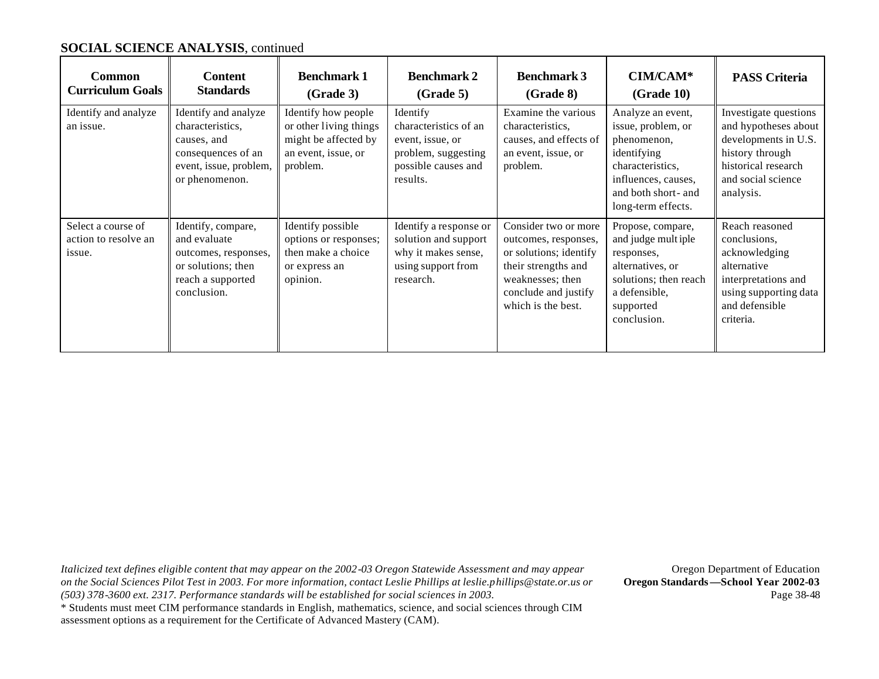**SOCIAL SCIENCE ANALYSIS**, continued

| Common Curriculum Goals | Content Standards | Benchmark 1 (Grade 3) | Benchmark 2 (Grade 5) | Benchmark 3 (Grade 8) | CIM/CAM* (Grade 10) | PASS Criteria |
|---|---|---|---|---|---|---|
| Identify and analyze an issue. | Identify and analyze characteristics, causes, and consequences of an event, issue, problem, or phenomenon. | Identify how people or other living things might be affected by an event, issue, or problem. | Identify characteristics of an event, issue, or problem, suggesting possible causes and results. | Examine the various characteristics, causes, and effects of an event, issue, or problem. | Analyze an event, issue, problem, or phenomenon, identifying characteristics, influences, causes, and both short- and long-term effects. | Investigate questions and hypotheses about developments in U.S. history through historical research and social science analysis. |
| Select a course of action to resolve an issue. | Identify, compare, and evaluate outcomes, responses, or solutions; then reach a supported conclusion. | Identify possible options or responses; then make a choice or express an opinion. | Identify a response or solution and support why it makes sense, using support from research. | Consider two or more outcomes, responses, or solutions; identify their strengths and weaknesses; then conclude and justify which is the best. | Propose, compare, and judge multiple responses, alternatives, or solutions; then reach a defensible, supported conclusion. | Reach reasoned conclusions, acknowledging alternative interpretations and using supporting data and defensible criteria. |

*Italicized text defines eligible content that may appear on the 2002-03 Oregon Statewide Assessment and may appear on the Social Sciences Pilot Test in 2003. For more information, contact Leslie Phillips at leslie.phillips@state.or.us or (503) 378-3600 ext. 2317. Performance standards will be established for social sciences in 2003.*

* Students must meet CIM performance standards in English, mathematics, science, and social sciences through CIM assessment options as a requirement for the Certificate of Advanced Mastery (CAM).

Oregon Department of Education
**Oregon Standards—School Year 2002-03**